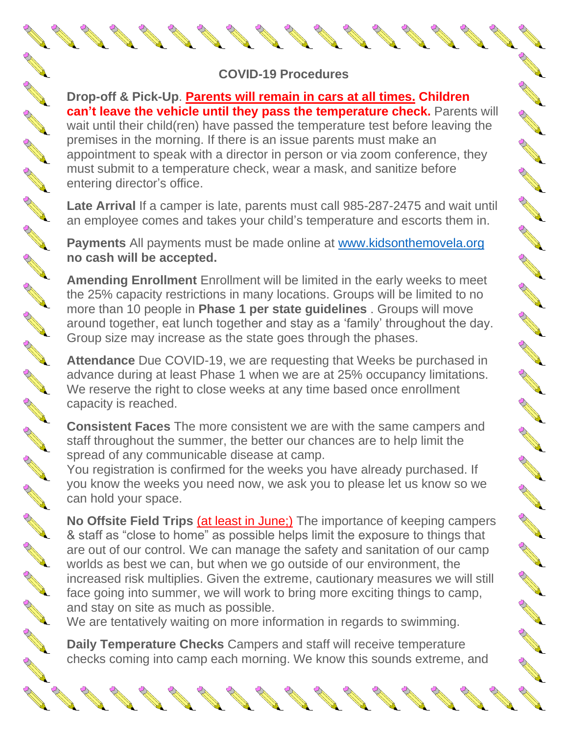## COVID-19 Procedures

**Drop-off & Pick-Up**. **Parents will remain in cars at all times. Children can't leave the vehicle until they pass the temperature check.** Parents will wait until their child(ren) have passed the temperature test before leaving the premises in the morning. If there is an issue parents must make an appointment to speak with a director in person or via zoom conference, they must submit to a temperature check, wear a mask, and sanitize before entering director's office.

**Late Arrival** If a camper is late, parents must call 985-287-2475 and wait until an employee comes and takes your child's temperature and escorts them in.

**Payments** All payments must be made online at www.kidsonthemovela.org **no cash will be accepted.**

**Amending Enrollment** Enrollment will be limited in the early weeks to meet the 25% capacity restrictions in many locations. Groups will be limited to no more than 10 people in **Phase 1 per state guidelines** . Groups will move around together, eat lunch together and stay as a 'family' throughout the day. Group size may increase as the state goes through the phases.

**Attendance** Due COVID-19, we are requesting that Weeks be purchased in advance during at least Phase 1 when we are at 25% occupancy limitations. We reserve the right to close weeks at any time based once enrollment capacity is reached.

**Consistent Faces** The more consistent we are with the same campers and staff throughout the summer, the better our chances are to help limit the spread of any communicable disease at camp.
You registration is confirmed for the weeks you have already purchased. If you know the weeks you need now, we ask you to please let us know so we can hold your space.

**No Offsite Field Trips** (at least in June;) The importance of keeping campers & staff as "close to home" as possible helps limit the exposure to things that are out of our control. We can manage the safety and sanitation of our camp worlds as best we can, but when we go outside of our environment, the increased risk multiplies. Given the extreme, cautionary measures we will still face going into summer, we will work to bring more exciting things to camp, and stay on site as much as possible.
We are tentatively waiting on more information in regards to swimming.

**Daily Temperature Checks** Campers and staff will receive temperature checks coming into camp each morning. We know this sounds extreme, and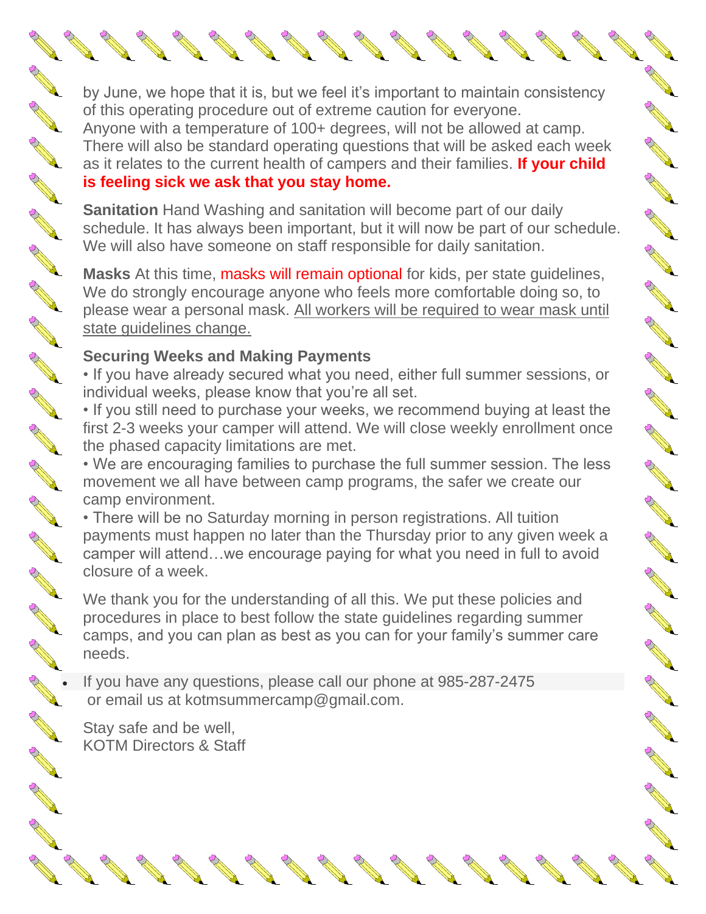by June, we hope that it is, but we feel it's important to maintain consistency of this operating procedure out of extreme caution for everyone. Anyone with a temperature of 100+ degrees, will not be allowed at camp. There will also be standard operating questions that will be asked each week as it relates to the current health of campers and their families. **If your child is feeling sick we ask that you stay home.**

**Sanitation** Hand Washing and sanitation will become part of our daily schedule. It has always been important, but it will now be part of our schedule. We will also have someone on staff responsible for daily sanitation.

**Masks** At this time, masks will remain optional for kids, per state guidelines, We do strongly encourage anyone who feels more comfortable doing so, to please wear a personal mask. All workers will be required to wear mask until state guidelines change.

**Securing Weeks and Making Payments**

• If you have already secured what you need, either full summer sessions, or individual weeks, please know that you're all set.
• If you still need to purchase your weeks, we recommend buying at least the first 2-3 weeks your camper will attend. We will close weekly enrollment once the phased capacity limitations are met.
• We are encouraging families to purchase the full summer session. The less movement we all have between camp programs, the safer we create our camp environment.
• There will be no Saturday morning in person registrations. All tuition payments must happen no later than the Thursday prior to any given week a camper will attend…we encourage paying for what you need in full to avoid closure of a week.

We thank you for the understanding of all this. We put these policies and procedures in place to best follow the state guidelines regarding summer camps, and you can plan as best as you can for your family's summer care needs.

- If you have any questions, please call our phone at 985-287-2475 or email us at kotmsummercamp@gmail.com.

Stay safe and be well,
KOTM Directors & Staff